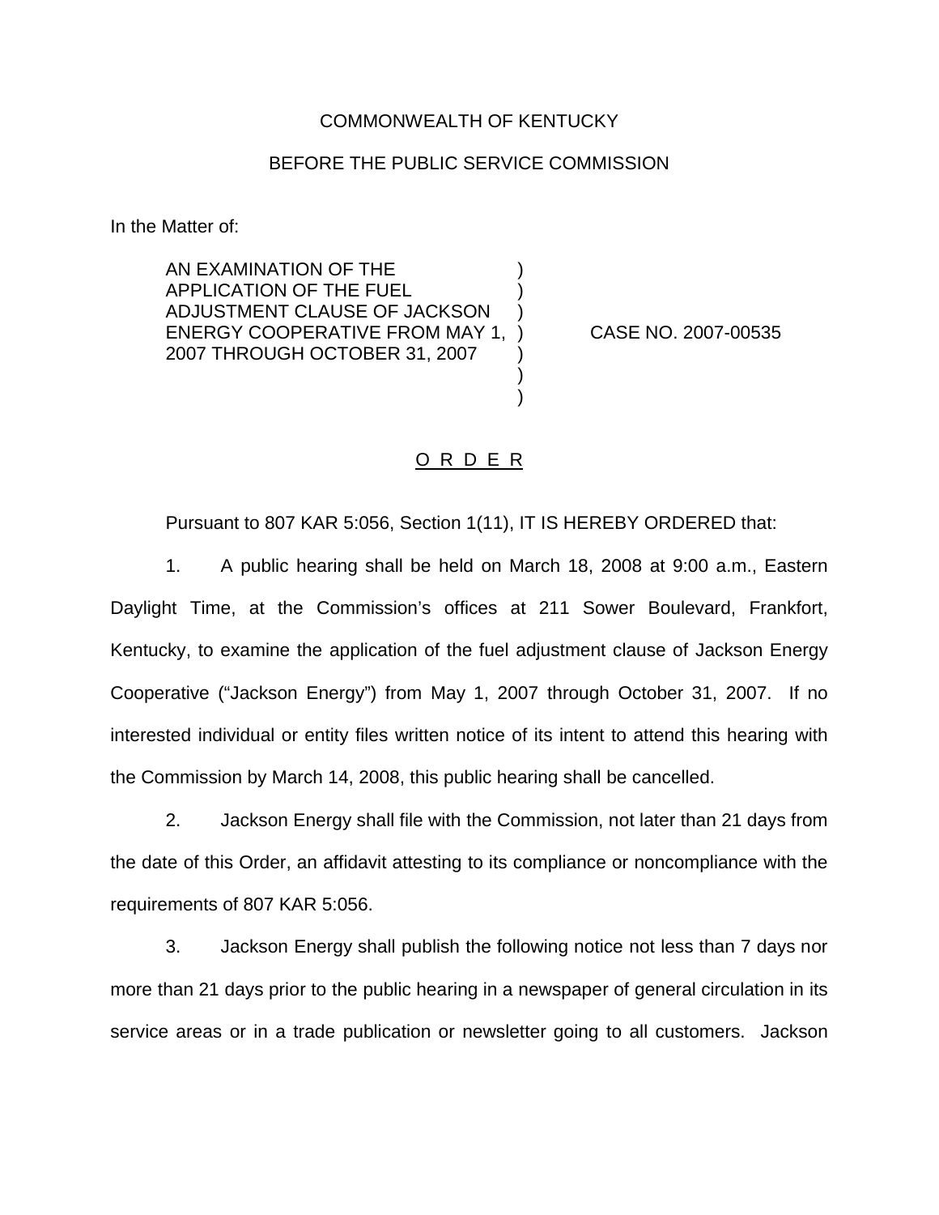COMMONWEALTH OF KENTUCKY

BEFORE THE PUBLIC SERVICE COMMISSION

In the Matter of:

| | | |
|---|---|---|
| AN EXAMINATION OF THE APPLICATION OF THE FUEL ADJUSTMENT CLAUSE OF JACKSON ENERGY COOPERATIVE FROM MAY 1, 2007 THROUGH OCTOBER 31, 2007 | ) | CASE NO. 2007-00535 |

O R D E R

Pursuant to 807 KAR 5:056, Section 1(11), IT IS HEREBY ORDERED that:

1. A public hearing shall be held on March 18, 2008 at 9:00 a.m., Eastern Daylight Time, at the Commission's offices at 211 Sower Boulevard, Frankfort, Kentucky, to examine the application of the fuel adjustment clause of Jackson Energy Cooperative ("Jackson Energy") from May 1, 2007 through October 31, 2007. If no interested individual or entity files written notice of its intent to attend this hearing with the Commission by March 14, 2008, this public hearing shall be cancelled.

2. Jackson Energy shall file with the Commission, not later than 21 days from the date of this Order, an affidavit attesting to its compliance or noncompliance with the requirements of 807 KAR 5:056.

3. Jackson Energy shall publish the following notice not less than 7 days nor more than 21 days prior to the public hearing in a newspaper of general circulation in its service areas or in a trade publication or newsletter going to all customers. Jackson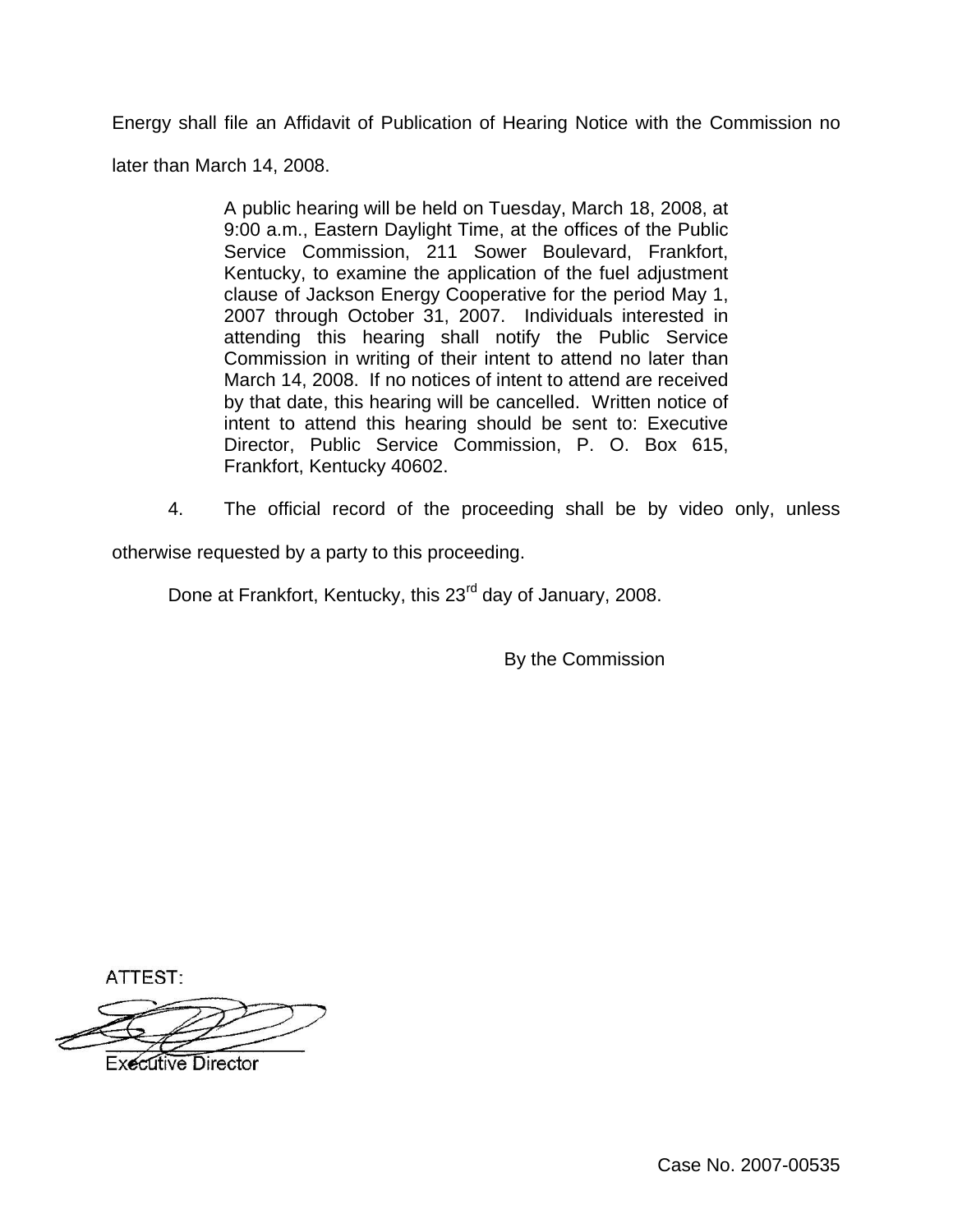Energy shall file an Affidavit of Publication of Hearing Notice with the Commission no later than March 14, 2008.

> A public hearing will be held on Tuesday, March 18, 2008, at 9:00 a.m., Eastern Daylight Time, at the offices of the Public Service Commission, 211 Sower Boulevard, Frankfort, Kentucky, to examine the application of the fuel adjustment clause of Jackson Energy Cooperative for the period May 1, 2007 through October 31, 2007. Individuals interested in attending this hearing shall notify the Public Service Commission in writing of their intent to attend no later than March 14, 2008. If no notices of intent to attend are received by that date, this hearing will be cancelled. Written notice of intent to attend this hearing should be sent to: Executive Director, Public Service Commission, P. O. Box 615, Frankfort, Kentucky 40602.

4. The official record of the proceeding shall be by video only, unless otherwise requested by a party to this proceeding.

Done at Frankfort, Kentucky, this 23rd day of January, 2008.

By the Commission

ATTEST:

Executive Director

Case No. 2007-00535